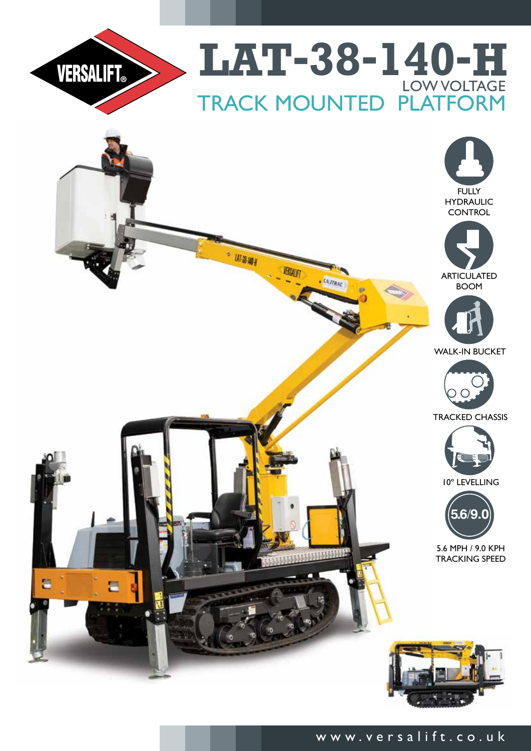# LAT-38-140-H

## LOW VOLTAGE TRACK MOUNTED PLATFORM

- FULLY HYDRAULIC CONTROL
- ARTICULATED BOOM
- WALK-IN BUCKET
- TRACKED CHASSIS
- 10° LEVELLING
- 5.6 MPH / 9.0 KPH TRACKING SPEED

www.versalift.co.uk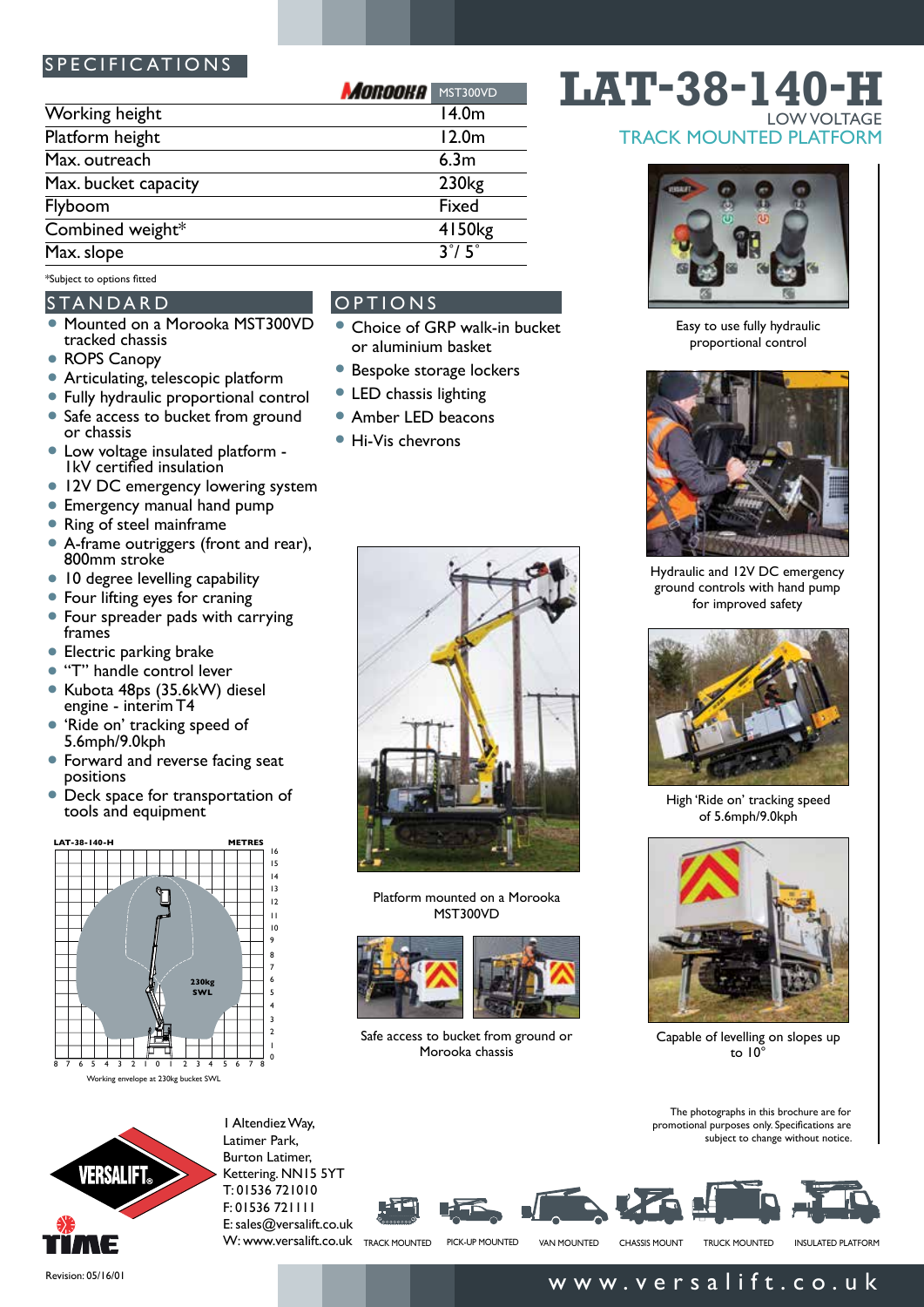# LAT-38-140-H

LOW VOLTAGE

## TRACK MOUNTED PLATFORM

## SPECIFICATIONS

| | MOROOKA MST300VD |
|---|---|
| Working height | 14.0m |
| Platform height | 12.0m |
| Max. outreach | 6.3m |
| Max. bucket capacity | 230kg |
| Flyboom | Fixed |
| Combined weight* | 4150kg |
| Max. slope | 3°/ 5° |

*Subject to options fitted

## STANDARD

- Mounted on a Morooka MST300VD tracked chassis
- ROPS Canopy
- Articulating, telescopic platform
- Fully hydraulic proportional control
- Safe access to bucket from ground or chassis
- Low voltage insulated platform - 1kV certified insulation
- 12V DC emergency lowering system
- Emergency manual hand pump
- Ring of steel mainframe
- A-frame outriggers (front and rear), 800mm stroke
- 10 degree levelling capability
- Four lifting eyes for craning
- Four spreader pads with carrying frames
- Electric parking brake
- "T" handle control lever
- Kubota 48ps (35.6kW) diesel engine - interim T4
- 'Ride on' tracking speed of 5.6mph/9.0kph
- Forward and reverse facing seat positions
- Deck space for transportation of tools and equipment

## OPTIONS

- Choice of GRP walk-in bucket or aluminium basket
- Bespoke storage lockers
- LED chassis lighting
- Amber LED beacons
- Hi-Vis chevrons

LAT-38-140-H METRES

16 15 14 13 12 11 10 9 8 7 6 5 4 3 2 1 0

8 7 6 5 4 3 2 1 0 1 2 3 4 5 6 7 8

230kg SWL

Working envelope at 230kg bucket SWL

Platform mounted on a Morooka MST300VD

Safe access to bucket from ground or Morooka chassis

Easy to use fully hydraulic proportional control

Hydraulic and 12V DC emergency ground controls with hand pump for improved safety

High 'Ride on' tracking speed of 5.6mph/9.0kph

Capable of levelling on slopes up to 10°

The photographs in this brochure are for promotional purposes only. Specifications are subject to change without notice.

VERSALIFT®

TIME

1 Altendiez Way,
Latimer Park,
Burton Latimer,
Kettering. NN15 5YT
T: 01536 721010
F: 01536 721111
E: sales@versalift.co.uk
W: www.versalift.co.uk

TRACK MOUNTED | PICK-UP MOUNTED | VAN MOUNTED | CHASSIS MOUNT | TRUCK MOUNTED | INSULATED PLATFORM

Revision: 05/16/01

www.versalift.co.uk